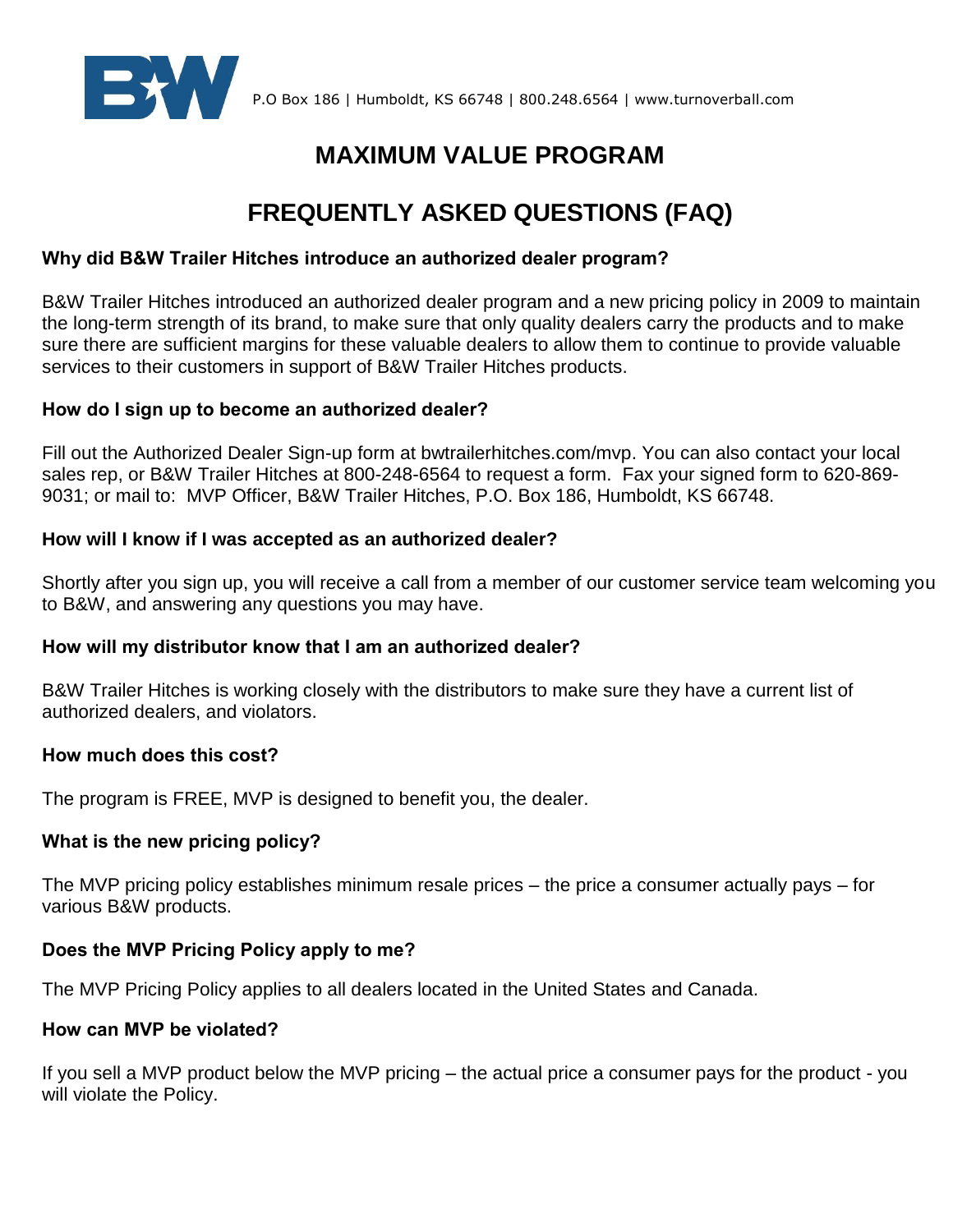P.O Box 186 | Humboldt, KS 66748 | 800.248.6564 | www.turnoverball.com

# MAXIMUM VALUE PROGRAM

# FREQUENTLY ASKED QUESTIONS (FAQ)

**Why did B&W Trailer Hitches introduce an authorized dealer program?**

B&W Trailer Hitches introduced an authorized dealer program and a new pricing policy in 2009 to maintain the long-term strength of its brand, to make sure that only quality dealers carry the products and to make sure there are sufficient margins for these valuable dealers to allow them to continue to provide valuable services to their customers in support of B&W Trailer Hitches products.

**How do I sign up to become an authorized dealer?**

Fill out the Authorized Dealer Sign-up form at bwtrailerhitches.com/mvp. You can also contact your local sales rep, or B&W Trailer Hitches at 800-248-6564 to request a form. Fax your signed form to 620-869-9031; or mail to: MVP Officer, B&W Trailer Hitches, P.O. Box 186, Humboldt, KS 66748.

**How will I know if I was accepted as an authorized dealer?**

Shortly after you sign up, you will receive a call from a member of our customer service team welcoming you to B&W, and answering any questions you may have.

**How will my distributor know that I am an authorized dealer?**

B&W Trailer Hitches is working closely with the distributors to make sure they have a current list of authorized dealers, and violators.

**How much does this cost?**

The program is FREE, MVP is designed to benefit you, the dealer.

**What is the new pricing policy?**

The MVP pricing policy establishes minimum resale prices – the price a consumer actually pays – for various B&W products.

**Does the MVP Pricing Policy apply to me?**

The MVP Pricing Policy applies to all dealers located in the United States and Canada.

**How can MVP be violated?**

If you sell a MVP product below the MVP pricing – the actual price a consumer pays for the product - you will violate the Policy.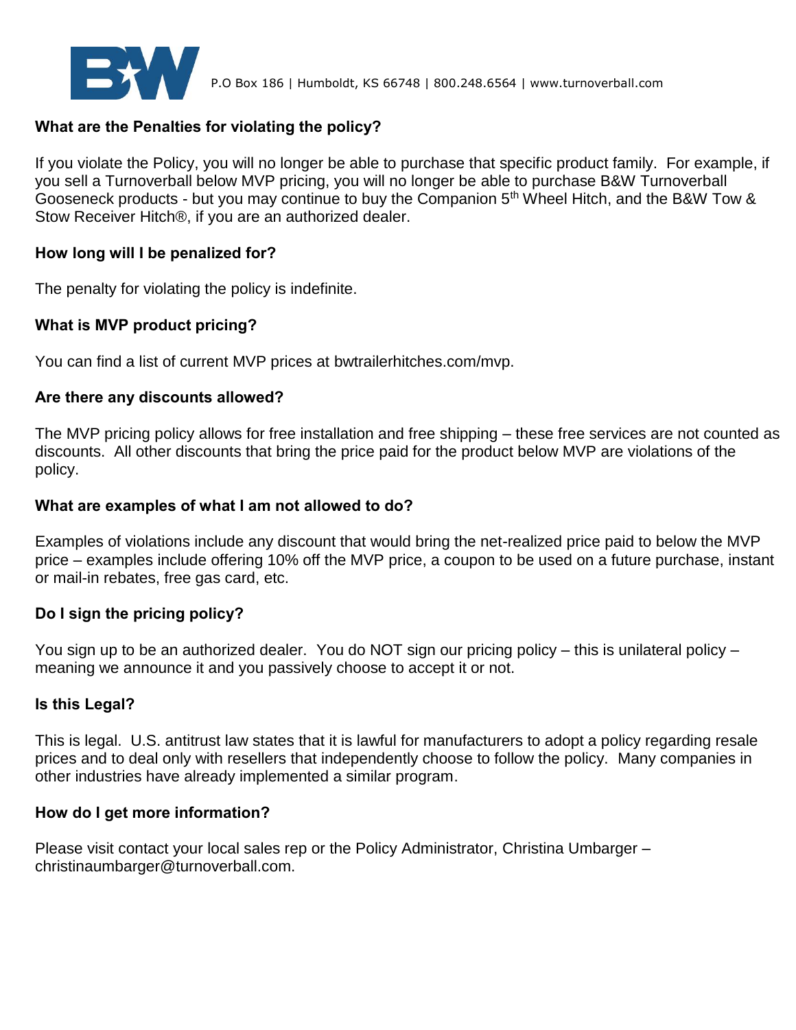**What are the Penalties for violating the policy?**

If you violate the Policy, you will no longer be able to purchase that specific product family. For example, if you sell a Turnoverball below MVP pricing, you will no longer be able to purchase B&W Turnoverball Gooseneck products - but you may continue to buy the Companion 5th Wheel Hitch, and the B&W Tow & Stow Receiver Hitch®, if you are an authorized dealer.

**How long will I be penalized for?**

The penalty for violating the policy is indefinite.

**What is MVP product pricing?**

You can find a list of current MVP prices at bwtrailerhitches.com/mvp.

**Are there any discounts allowed?**

The MVP pricing policy allows for free installation and free shipping – these free services are not counted as discounts. All other discounts that bring the price paid for the product below MVP are violations of the policy.

**What are examples of what I am not allowed to do?**

Examples of violations include any discount that would bring the net-realized price paid to below the MVP price – examples include offering 10% off the MVP price, a coupon to be used on a future purchase, instant or mail-in rebates, free gas card, etc.

**Do I sign the pricing policy?**

You sign up to be an authorized dealer. You do NOT sign our pricing policy – this is unilateral policy – meaning we announce it and you passively choose to accept it or not.

**Is this Legal?**

This is legal. U.S. antitrust law states that it is lawful for manufacturers to adopt a policy regarding resale prices and to deal only with resellers that independently choose to follow the policy. Many companies in other industries have already implemented a similar program.

**How do I get more information?**

Please visit contact your local sales rep or the Policy Administrator, Christina Umbarger – christinaumbarger@turnoverball.com.